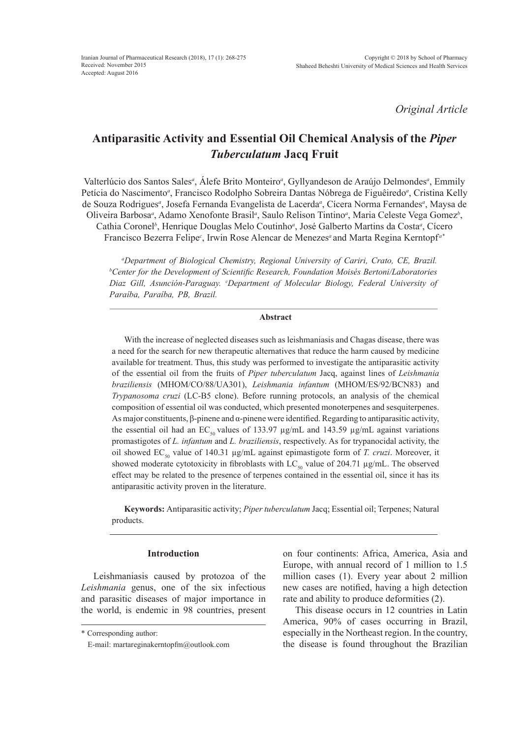*Original Article*

# Antiparasitic Activity and Essential Oil Chemical Analysis of the *Piper Tuberculatum* Jacq Fruit

Valterlúcio dos Santos Sales[a], Álefe Brito Monteiro[a], Gyllyandeson de Araújo Delmondes[a], Emmily Petícia do Nascimento[a], Francisco Rodolpho Sobreira Dantas Nóbrega de Figuêiredo[a], Cristina Kelly de Souza Rodrigues[a], Josefa Fernanda Evangelista de Lacerda[a], Cícera Norma Fernandes[a], Maysa de Oliveira Barbosa[a], Adamo Xenofonte Brasil[a], Saulo Relison Tintino[a], Maria Celeste Vega Gomez[b], Cathia Coronel[b], Henrique Douglas Melo Coutinho[a], José Galberto Martins da Costa[a], Cícero Francisco Bezerra Felipe[c], Irwin Rose Alencar de Menezes[a] and Marta Regina Kerntopf[a*]

*[a]Department of Biological Chemistry, Regional University of Cariri, Crato, CE, Brazil. [b]Center for the Development of Scientific Research, Foundation Moisés Bertoni/Laboratories Diaz Gill, Asunción-Paraguay. [c]Department of Molecular Biology, Federal University of Paraíba, Paraíba, PB, Brazil.*

## Abstract

With the increase of neglected diseases such as leishmaniasis and Chagas disease, there was a need for the search for new therapeutic alternatives that reduce the harm caused by medicine available for treatment. Thus, this study was performed to investigate the antiparasitic activity of the essential oil from the fruits of *Piper tuberculatum* Jacq, against lines of *Leishmania braziliensis* (MHOM/CO/88/UA301), *Leishmania infantum* (MHOM/ES/92/BCN83) and *Trypanosoma cruzi* (LC-B5 clone). Before running protocols, an analysis of the chemical composition of essential oil was conducted, which presented monoterpenes and sesquiterpenes. As major constituents, β-pinene and α-pinene were identified. Regarding to antiparasitic activity, the essential oil had an $EC_{50}$ values of 133.97 µg/mL and 143.59 µg/mL against variations promastigotes of *L. infantum* and *L. braziliensis*, respectively. As for trypanocidal activity, the oil showed $EC_{50}$ value of 140.31 µg/mL against epimastigote form of *T. cruzi*. Moreover, it showed moderate cytotoxicity in fibroblasts with $LC_{50}$ value of 204.71 µg/mL. The observed effect may be related to the presence of terpenes contained in the essential oil, since it has its antiparasitic activity proven in the literature.

**Keywords:** Antiparasitic activity; *Piper tuberculatum* Jacq; Essential oil; Terpenes; Natural products.

## Introduction

Leishmaniasis caused by protozoa of the *Leishmania* genus, one of the six infectious and parasitic diseases of major importance in the world, is endemic in 98 countries, present on four continents: Africa, America, Asia and Europe, with annual record of 1 million to 1.5 million cases (1). Every year about 2 million new cases are notified, having a high detection rate and ability to produce deformities (2).

This disease occurs in 12 countries in Latin America, 90% of cases occurring in Brazil, especially in the Northeast region. In the country, the disease is found throughout the Brazilian

\* Corresponding author:
E-mail: martareginakerntopfm@outlook.com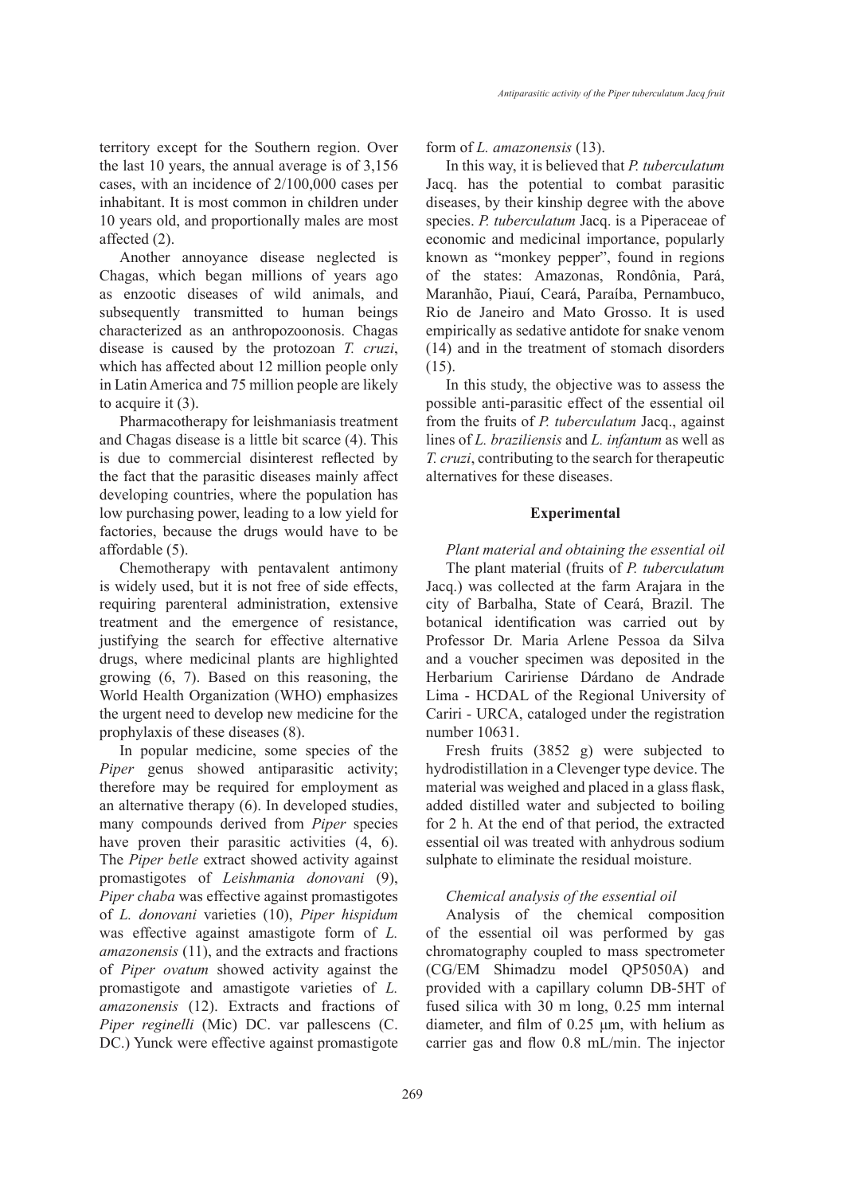territory except for the Southern region. Over the last 10 years, the annual average is of 3,156 cases, with an incidence of 2/100,000 cases per inhabitant. It is most common in children under 10 years old, and proportionally males are most affected (2).

Another annoyance disease neglected is Chagas, which began millions of years ago as enzootic diseases of wild animals, and subsequently transmitted to human beings characterized as an anthropozoonosis. Chagas disease is caused by the protozoan *T. cruzi*, which has affected about 12 million people only in Latin America and 75 million people are likely to acquire it (3).

Pharmacotherapy for leishmaniasis treatment and Chagas disease is a little bit scarce (4). This is due to commercial disinterest reflected by the fact that the parasitic diseases mainly affect developing countries, where the population has low purchasing power, leading to a low yield for factories, because the drugs would have to be affordable (5).

Chemotherapy with pentavalent antimony is widely used, but it is not free of side effects, requiring parenteral administration, extensive treatment and the emergence of resistance, justifying the search for effective alternative drugs, where medicinal plants are highlighted growing (6, 7). Based on this reasoning, the World Health Organization (WHO) emphasizes the urgent need to develop new medicine for the prophylaxis of these diseases (8).

In popular medicine, some species of the *Piper* genus showed antiparasitic activity; therefore may be required for employment as an alternative therapy (6). In developed studies, many compounds derived from *Piper* species have proven their parasitic activities (4, 6). The *Piper betle* extract showed activity against promastigotes of *Leishmania donovani* (9), *Piper chaba* was effective against promastigotes of *L. donovani* varieties (10), *Piper hispidum* was effective against amastigote form of *L. amazonensis* (11), and the extracts and fractions of *Piper ovatum* showed activity against the promastigote and amastigote varieties of *L. amazonensis* (12). Extracts and fractions of *Piper reginelli* (Mic) DC. var pallescens (C. DC.) Yunck were effective against promastigote form of *L. amazonensis* (13).

In this way, it is believed that *P. tuberculatum* Jacq. has the potential to combat parasitic diseases, by their kinship degree with the above species. *P. tuberculatum* Jacq. is a Piperaceae of economic and medicinal importance, popularly known as "monkey pepper", found in regions of the states: Amazonas, Rondônia, Pará, Maranhão, Piauí, Ceará, Paraíba, Pernambuco, Rio de Janeiro and Mato Grosso. It is used empirically as sedative antidote for snake venom (14) and in the treatment of stomach disorders (15).

In this study, the objective was to assess the possible anti-parasitic effect of the essential oil from the fruits of *P. tuberculatum* Jacq., against lines of *L. braziliensis* and *L. infantum* as well as *T. cruzi*, contributing to the search for therapeutic alternatives for these diseases.

## Experimental

### *Plant material and obtaining the essential oil*

The plant material (fruits of *P. tuberculatum* Jacq.) was collected at the farm Arajara in the city of Barbalha, State of Ceará, Brazil. The botanical identification was carried out by Professor Dr. Maria Arlene Pessoa da Silva and a voucher specimen was deposited in the Herbarium Caririense Dárdano de Andrade Lima - HCDAL of the Regional University of Cariri - URCA, cataloged under the registration number 10631.

Fresh fruits (3852 g) were subjected to hydrodistillation in a Clevenger type device. The material was weighed and placed in a glass flask, added distilled water and subjected to boiling for 2 h. At the end of that period, the extracted essential oil was treated with anhydrous sodium sulphate to eliminate the residual moisture.

### *Chemical analysis of the essential oil*

Analysis of the chemical composition of the essential oil was performed by gas chromatography coupled to mass spectrometer (CG/EM Shimadzu model QP5050A) and provided with a capillary column DB-5HT of fused silica with 30 m long, 0.25 mm internal diameter, and film of 0.25 µm, with helium as carrier gas and flow 0.8 mL/min. The injector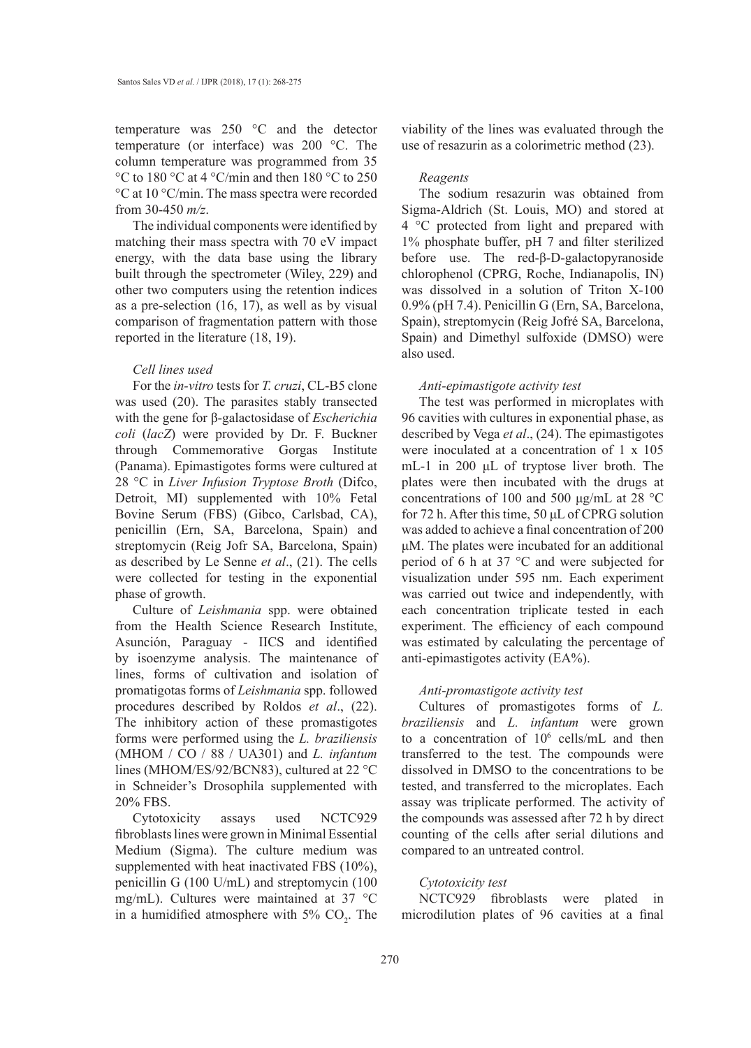temperature was 250 °C and the detector temperature (or interface) was 200 °C. The column temperature was programmed from 35 °C to 180 °C at 4 °C/min and then 180 °C to 250 °C at 10 °C/min. The mass spectra were recorded from 30-450 *m/z*.

The individual components were identified by matching their mass spectra with 70 eV impact energy, with the data base using the library built through the spectrometer (Wiley, 229) and other two computers using the retention indices as a pre-selection (16, 17), as well as by visual comparison of fragmentation pattern with those reported in the literature (18, 19).

### *Cell lines used*

For the *in-vitro* tests for *T. cruzi*, CL-B5 clone was used (20). The parasites stably transected with the gene for β-galactosidase of *Escherichia coli* (*lacZ*) were provided by Dr. F. Buckner through Commemorative Gorgas Institute (Panama). Epimastigotes forms were cultured at 28 °C in *Liver Infusion Tryptose Broth* (Difco, Detroit, MI) supplemented with 10% Fetal Bovine Serum (FBS) (Gibco, Carlsbad, CA), penicillin (Ern, SA, Barcelona, Spain) and streptomycin (Reig Jofr SA, Barcelona, Spain) as described by Le Senne *et al*., (21). The cells were collected for testing in the exponential phase of growth.

Culture of *Leishmania* spp. were obtained from the Health Science Research Institute, Asunción, Paraguay - IICS and identified by isoenzyme analysis. The maintenance of lines, forms of cultivation and isolation of promatigotas forms of *Leishmania* spp. followed procedures described by Roldos *et al*., (22). The inhibitory action of these promastigotes forms were performed using the *L. braziliensis* (MHOM / CO / 88 / UA301) and *L. infantum* lines (MHOM/ES/92/BCN83), cultured at 22 °C in Schneider's Drosophila supplemented with 20% FBS.

Cytotoxicity assays used NCTC929 fibroblasts lines were grown in Minimal Essential Medium (Sigma). The culture medium was supplemented with heat inactivated FBS (10%), penicillin G (100 U/mL) and streptomycin (100 mg/mL). Cultures were maintained at 37 °C in a humidified atmosphere with 5% $CO_2$. The viability of the lines was evaluated through the use of resazurin as a colorimetric method (23).

### *Reagents*

The sodium resazurin was obtained from Sigma-Aldrich (St. Louis, MO) and stored at 4 °C protected from light and prepared with 1% phosphate buffer, pH 7 and filter sterilized before use. The red-β-D-galactopyranoside chlorophenol (CPRG, Roche, Indianapolis, IN) was dissolved in a solution of Triton X-100 0.9% (pH 7.4). Penicillin G (Ern, SA, Barcelona, Spain), streptomycin (Reig Jofré SA, Barcelona, Spain) and Dimethyl sulfoxide (DMSO) were also used.

### *Anti-epimastigote activity test*

The test was performed in microplates with 96 cavities with cultures in exponential phase, as described by Vega *et al*., (24). The epimastigotes were inoculated at a concentration of 1 x 105 mL-1 in 200 µL of tryptose liver broth. The plates were then incubated with the drugs at concentrations of 100 and 500 µg/mL at 28 °C for 72 h. After this time, 50 µL of CPRG solution was added to achieve a final concentration of 200 µM. The plates were incubated for an additional period of 6 h at 37 °C and were subjected for visualization under 595 nm. Each experiment was carried out twice and independently, with each concentration triplicate tested in each experiment. The efficiency of each compound was estimated by calculating the percentage of anti-epimastigotes activity (EA%).

### *Anti-promastigote activity test*

Cultures of promastigotes forms of *L. braziliensis* and *L. infantum* were grown to a concentration of $10^6$ cells/mL and then transferred to the test. The compounds were dissolved in DMSO to the concentrations to be tested, and transferred to the microplates. Each assay was triplicate performed. The activity of the compounds was assessed after 72 h by direct counting of the cells after serial dilutions and compared to an untreated control.

### *Cytotoxicity test*

NCTC929 fibroblasts were plated in microdilution plates of 96 cavities at a final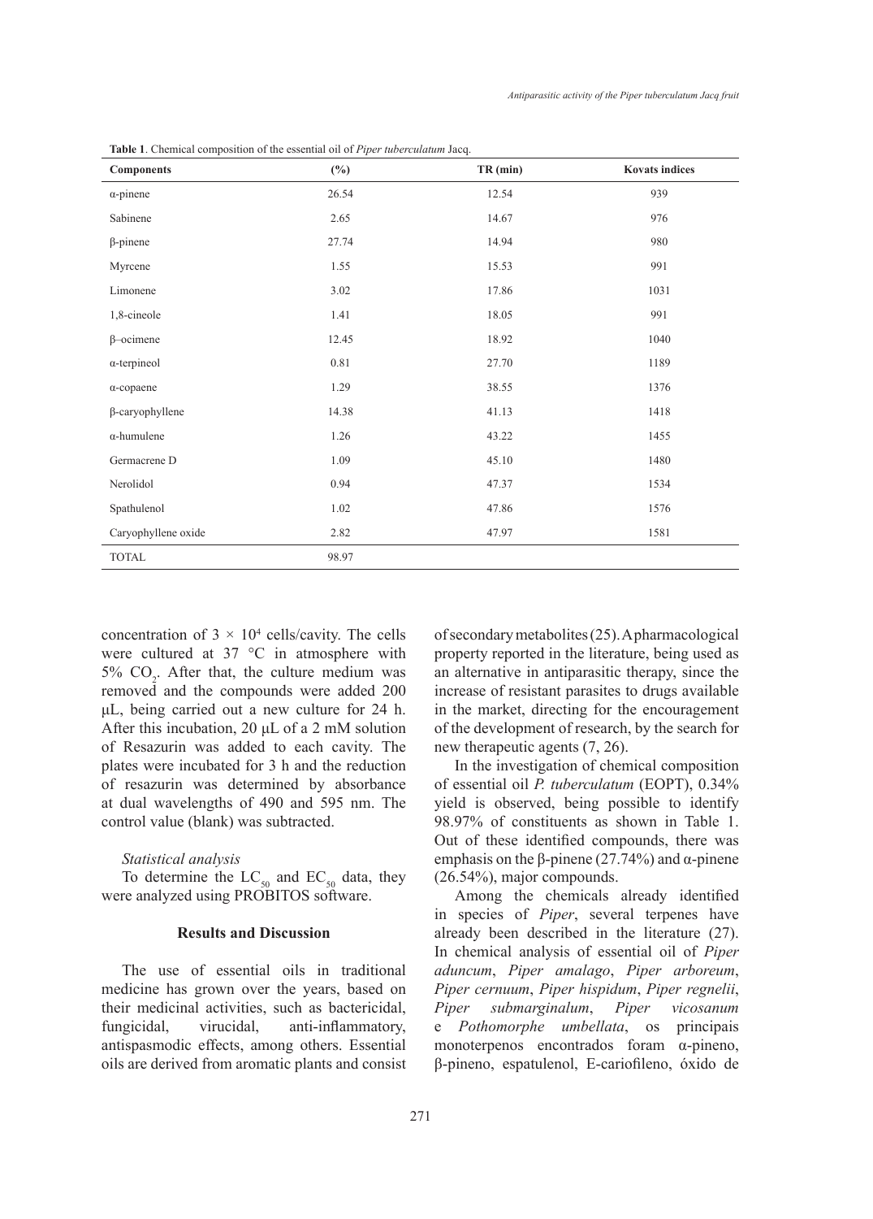**Table 1**. Chemical composition of the essential oil of *Piper tuberculatum* Jacq.

| Components | (%) | TR (min) | Kovats indices |
|---|---|---|---|
| α-pinene | 26.54 | 12.54 | 939 |
| Sabinene | 2.65 | 14.67 | 976 |
| β-pinene | 27.74 | 14.94 | 980 |
| Myrcene | 1.55 | 15.53 | 991 |
| Limonene | 3.02 | 17.86 | 1031 |
| 1,8-cineole | 1.41 | 18.05 | 991 |
| β–ocimene | 12.45 | 18.92 | 1040 |
| α-terpineol | 0.81 | 27.70 | 1189 |
| α-copaene | 1.29 | 38.55 | 1376 |
| β-caryophyllene | 14.38 | 41.13 | 1418 |
| α-humulene | 1.26 | 43.22 | 1455 |
| Germacrene D | 1.09 | 45.10 | 1480 |
| Nerolidol | 0.94 | 47.37 | 1534 |
| Spathulenol | 1.02 | 47.86 | 1576 |
| Caryophyllene oxide | 2.82 | 47.97 | 1581 |
| TOTAL | 98.97 | | |

concentration of $3 \times 10^4$ cells/cavity. The cells were cultured at 37 °C in atmosphere with 5% $CO_2$. After that, the culture medium was removed and the compounds were added 200 µL, being carried out a new culture for 24 h. After this incubation, 20 µL of a 2 mM solution of Resazurin was added to each cavity. The plates were incubated for 3 h and the reduction of resazurin was determined by absorbance at dual wavelengths of 490 and 595 nm. The control value (blank) was subtracted.

*Statistical analysis*

To determine the $LC_{50}$ and $EC_{50}$ data, they were analyzed using PROBITOS software.

## Results and Discussion

The use of essential oils in traditional medicine has grown over the years, based on their medicinal activities, such as bactericidal, fungicidal, virucidal, anti-inflammatory, antispasmodic effects, among others. Essential oils are derived from aromatic plants and consist of secondary metabolites (25). A pharmacological property reported in the literature, being used as an alternative in antiparasitic therapy, since the increase of resistant parasites to drugs available in the market, directing for the encouragement of the development of research, by the search for new therapeutic agents (7, 26).

In the investigation of chemical composition of essential oil *P. tuberculatum* (EOPT), 0.34% yield is observed, being possible to identify 98.97% of constituents as shown in Table 1. Out of these identified compounds, there was emphasis on the β-pinene (27.74%) and α-pinene (26.54%), major compounds.

Among the chemicals already identified in species of *Piper*, several terpenes have already been described in the literature (27). In chemical analysis of essential oil of *Piper aduncum*, *Piper amalago*, *Piper arboreum*, *Piper cernuum*, *Piper hispidum*, *Piper regnelii*, *Piper submarginalum*, *Piper vicosanum* e *Pothomorphe umbellata*, os principais monoterpenos encontrados foram α-pineno, β-pineno, espatulenol, E-cariofileno, óxido de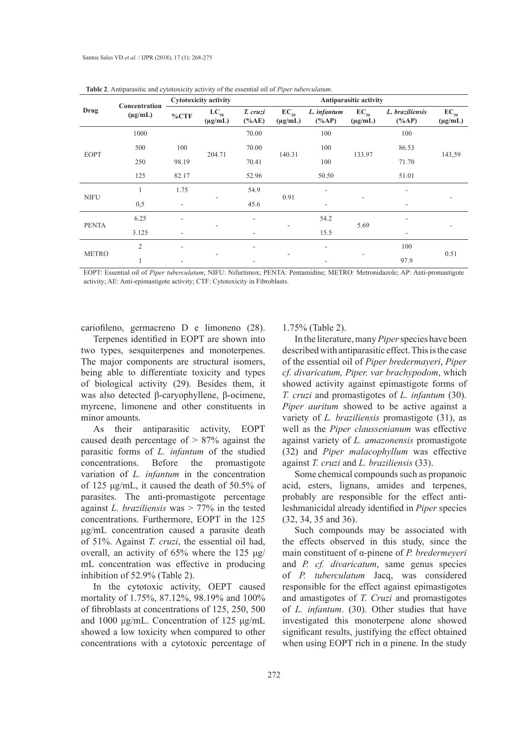**Table 2**. Antiparasitic and cytotoxicity activity of the essential oil of *Piper tuberculatum*.

| Drug | Concentration (μg/mL) | Cytotoxicity activity | | Antiparasitic activity | | | | | |
|---|---|---|---|---|---|---|---|---|---|
| | | %CTF | $LC_{50}$ (μg/mL) | *T. cruzi* (%AE) | $EC_{50}$ (μg/mL) | *L. infantum* (%AP) | $EC_{50}$ (μg/mL) | *L. braziliensis* (%AP) | $EC_{50}$ (μg/mL) |
| EOPT | 1000 | | 204.71 | 70.00 | 140.31 | 100 | 133.97 | 100 | 143,59 |
| | 500 | 100 | | 70.00 | | 100 | | 86.53 | |
| | 250 | 98.19 | | 70.41 | | 100 | | 71.70 | |
| | 125 | 82.17 | | 52.96 | | 50.50 | | 51.01 | |
| NIFU | 1 | 1.75 | - | 54.9 | 0.91 | - | - | - | - |
| | 0,5 | - | | 45.6 | | - | | - | |
| PENTA | 6.25 | - | - | - | - | 54.2 | 5.69 | - | - |
| | 3.125 | - | | - | | 15.5 | | - | |
| METRO | 2 | - | - | - | - | - | - | 100 | 0.51 |
| | 1 | - | | - | | - | | 97.9 | |

EOPT: Essential oil of *Piper tuberculatum*; NIFU: Nifurtimox; PENTA: Pentamidine; METRO: Metronidazole; AP: Anti-promastigote activity; AE: Anti-epimastigote activity; CTF: Cytotoxicity in Fibroblasts.

cariofileno, germacreno D e limoneno (28).

Terpenes identified in EOPT are shown into two types, sesquiterpenes and monoterpenes. The major components are structural isomers, being able to differentiate toxicity and types of biological activity (29). Besides them, it was also detected β-caryophyllene, β-ocimene, myrcene, limonene and other constituents in minor amounts.

As their antiparasitic activity, EOPT caused death percentage of > 87% against the parasitic forms of *L. infantum* of the studied concentrations. Before the promastigote variation of *L. infantum* in the concentration of 125 μg/mL, it caused the death of 50.5% of parasites. The anti-promastigote percentage against *L. braziliensis* was > 77% in the tested concentrations. Furthermore, EOPT in the 125 μg/mL concentration caused a parasite death of 51%. Against *T. cruzi*, the essential oil had, overall, an activity of 65% where the 125 μg/mL concentration was effective in producing inhibition of 52.9% (Table 2).

In the cytotoxic activity, OEPT caused mortality of 1.75%, 87.12%, 98.19% and 100% of fibroblasts at concentrations of 125, 250, 500 and 1000 μg/mL. Concentration of 125 μg/mL showed a low toxicity when compared to other concentrations with a cytotoxic percentage of 1.75% (Table 2).

In the literature, many *Piper* species have been described with antiparasitic effect. This is the case of the essential oil of *Piper bredermayeri*, *Piper cf. divaricatum, Piper. var brachypodom*, which showed activity against epimastigote forms of *T. cruzi* and promastigotes of *L. infantum* (30). *Piper auritum* showed to be active against a variety of *L. braziliensis* promastigote (31), as well as the *Piper claussenianum* was effective against variety of *L. amazonensis* promastigote (32) and *Piper malacophyllum* was effective against *T. cruzi* and *L. braziliensis* (33).

Some chemical compounds such as propanoic acid, esters, lignans, amides and terpenes, probably are responsible for the effect anti-leshmanicidal already identified in *Piper* species (32, 34, 35 and 36).

Such compounds may be associated with the effects observed in this study, since the main constituent of α-pinene of *P. bredermayeri* and *P. cf. divaricatum*, same genus species of *P. tuberculatum* Jacq, was considered responsible for the effect against epimastigotes and amastigotes of *T. Cruzi* and promastigotes of *L. infantum*. (30). Other studies that have investigated this monoterpene alone showed significant results, justifying the effect obtained when using EOPT rich in α pinene. In the study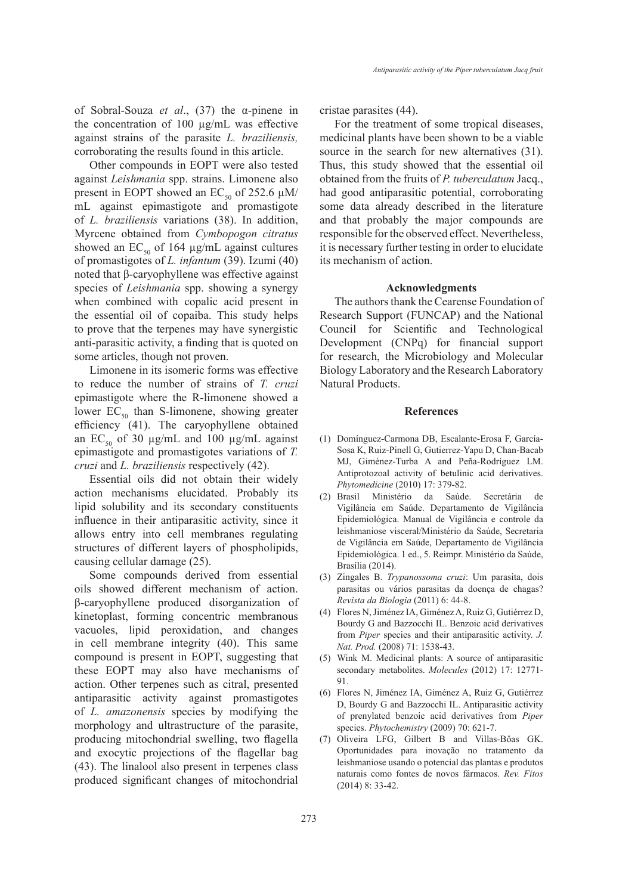of Sobral-Souza *et al*., (37) the α-pinene in the concentration of 100 µg/mL was effective against strains of the parasite *L. braziliensis,* corroborating the results found in this article.

Other compounds in EOPT were also tested against *Leishmania* spp. strains. Limonene also present in EOPT showed an $EC_{50}$ of 252.6 µM/mL against epimastigote and promastigote of *L. braziliensis* variations (38). In addition, Myrcene obtained from *Cymbopogon citratus* showed an $EC_{50}$ of 164 µg/mL against cultures of promastigotes of *L. infantum* (39). Izumi (40) noted that β-caryophyllene was effective against species of *Leishmania* spp. showing a synergy when combined with copalic acid present in the essential oil of copaiba. This study helps to prove that the terpenes may have synergistic anti-parasitic activity, a finding that is quoted on some articles, though not proven.

Limonene in its isomeric forms was effective to reduce the number of strains of *T. cruzi* epimastigote where the R-limonene showed a lower $EC_{50}$ than S-limonene, showing greater efficiency (41). The caryophyllene obtained an $EC_{50}$ of 30 µg/mL and 100 µg/mL against epimastigote and promastigotes variations of *T. cruzi* and *L. braziliensis* respectively (42).

Essential oils did not obtain their widely action mechanisms elucidated. Probably its lipid solubility and its secondary constituents influence in their antiparasitic activity, since it allows entry into cell membranes regulating structures of different layers of phospholipids, causing cellular damage (25).

Some compounds derived from essential oils showed different mechanism of action. β-caryophyllene produced disorganization of kinetoplast, forming concentric membranous vacuoles, lipid peroxidation, and changes in cell membrane integrity (40). This same compound is present in EOPT, suggesting that these EOPT may also have mechanisms of action. Other terpenes such as citral, presented antiparasitic activity against promastigotes of *L. amazonensis* species by modifying the morphology and ultrastructure of the parasite, producing mitochondrial swelling, two flagella and exocytic projections of the flagellar bag (43). The linalool also present in terpenes class produced significant changes of mitochondrial cristae parasites (44).

For the treatment of some tropical diseases, medicinal plants have been shown to be a viable source in the search for new alternatives (31). Thus, this study showed that the essential oil obtained from the fruits of *P. tuberculatum* Jacq., had good antiparasitic potential, corroborating some data already described in the literature and that probably the major compounds are responsible for the observed effect. Nevertheless, it is necessary further testing in order to elucidate its mechanism of action.

## Acknowledgments

The authors thank the Cearense Foundation of Research Support (FUNCAP) and the National Council for Scientific and Technological Development (CNPq) for financial support for research, the Microbiology and Molecular Biology Laboratory and the Research Laboratory Natural Products.

## References

(1) Domínguez-Carmona DB, Escalante-Erosa F, García-Sosa K, Ruiz-Pinell G, Gutierrez-Yapu D, Chan-Bacab MJ, Giménez-Turba A and Peña-Rodríguez LM. Antiprotozoal activity of betulinic acid derivatives. *Phytomedicine* (2010) 17: 379-82.

(2) Brasil Ministério da Saúde. Secretária de Vigilância em Saúde. Departamento de Vigilância Epidemiológica. Manual de Vigilância e controle da leishmaniose visceral/Ministério da Saúde, Secretaria de Vigilância em Saúde, Departamento de Vigilância Epidemiológica. 1 ed., 5. Reimpr. Ministério da Saúde, Brasília (2014).

(3) Zingales B. *Trypanossoma cruzi*: Um parasita, dois parasitas ou vários parasitas da doença de chagas? *Revista da Biologia* (2011) 6: 44-8.

(4) Flores N, Jiménez IA, Giménez A, Ruiz G, Gutiérrez D, Bourdy G and Bazzocchi IL. Benzoic acid derivatives from *Piper* species and their antiparasitic activity. *J. Nat. Prod.* (2008) 71: 1538-43.

(5) Wink M. Medicinal plants: A source of antiparasitic secondary metabolites. *Molecules* (2012) 17: 12771-91.

(6) Flores N, Jiménez IA, Giménez A, Ruiz G, Gutiérrez D, Bourdy G and Bazzocchi IL. Antiparasitic activity of prenylated benzoic acid derivatives from *Piper* species. *Phytochemistry* (2009) 70: 621-7.

(7) Oliveira LFG, Gilbert B and Villas-Bôas GK. Oportunidades para inovação no tratamento da leishmaniose usando o potencial das plantas e produtos naturais como fontes de novos fármacos. *Rev. Fitos* (2014) 8: 33-42.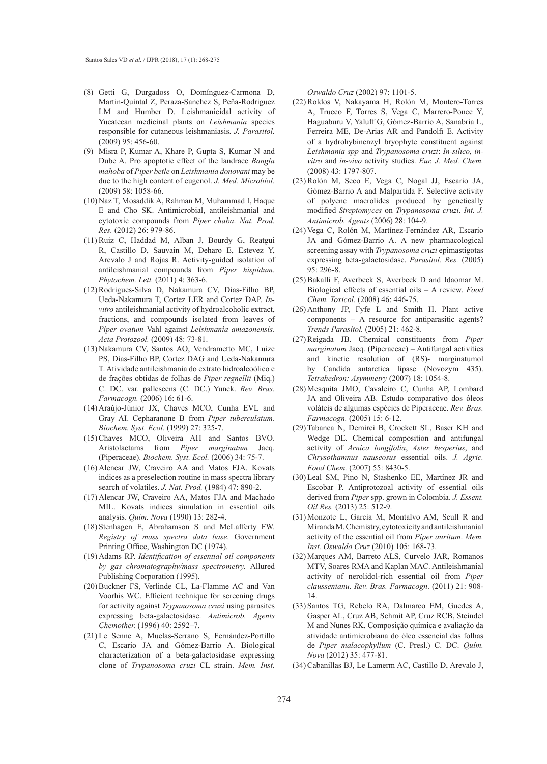(8) Getti G, Durgadoss O, Domínguez-Carmona D, Martin-Quintal Z, Peraza-Sanchez S, Peña-Rodriguez LM and Humber D. Leishmanicidal activity of Yucatecan medicinal plants on *Leishmania* species responsible for cutaneous leishmaniasis. *J. Parasitol.* (2009) 95: 456-60.

(9) Misra P, Kumar A, Khare P, Gupta S, Kumar N and Dube A. Pro apoptotic effect of the landrace *Bangla mahoba* of *Piper betle* on *Leishmania donovani* may be due to the high content of eugenol. *J. Med. Microbiol.* (2009) 58: 1058-66.

(10) Naz T, Mosaddik A, Rahman M, Muhammad I, Haque E and Cho SK. Antimicrobial, antileishmanial and cytotoxic compounds from *Piper chaba*. *Nat. Prod. Res.* (2012) 26: 979-86.

(11) Ruiz C, Haddad M, Alban J, Bourdy G, Reatgui R, Castillo D, Sauvain M, Deharo E, Estevez Y, Arevalo J and Rojas R. Activity-guided isolation of antileishmanial compounds from *Piper hispidum*. *Phytochem. Lett.* (2011) 4: 363-6.

(12) Rodrigues-Silva D, Nakamura CV, Dias-Filho BP, Ueda-Nakamura T, Cortez LER and Cortez DAP. *In-vitro* antileishmanial activity of hydroalcoholic extract, fractions, and compounds isolated from leaves of *Piper ovatum* Vahl against *Leishmania amazonensis*. *Acta Protozool.* (2009) 48: 73-81.

(13) Nakamura CV, Santos AO, Vendrametto MC, Luize PS, Dias-Filho BP, Cortez DAG and Ueda-Nakamura T. Atividade antileishmania do extrato hidroalcoólico e de frações obtidas de folhas de *Piper regnellii* (Miq.) C. DC. var. pallescens (C. DC.) Yunck. *Rev. Bras. Farmacogn.* (2006) 16: 61-6.

(14) Araújo-Júnior JX, Chaves MCO, Cunha EVL and Gray AI. Cepharanone B from *Piper tuberculatum*. *Biochem. Syst. Ecol.* (1999) 27: 325-7.

(15) Chaves MCO, Oliveira AH and Santos BVO. Aristolactams from *Piper marginatum* Jacq. (Piperaceae). *Biochem. Syst. Ecol.* (2006) 34: 75-7.

(16) Alencar JW, Craveiro AA and Matos FJA. Kovats indices as a preselection routine in mass spectra library search of volatiles. *J. Nat. Prod.* (1984) 47: 890-2.

(17) Alencar JW, Craveiro AA, Matos FJA and Machado MIL. Kovats indices simulation in essential oils analysis. *Quím. Nova* (1990) 13: 282-4.

(18) Stenhagen E, Abrahamson S and McLafferty FW. *Registry of mass spectra data base*. Government Printing Office, Washington DC (1974).

(19) Adams RP. *Identification of essential oil components by gas chromatography/mass spectrometry.* Allured Publishing Corporation (1995).

(20) Buckner FS, Verlinde CL, La-Flamme AC and Van Voorhis WC. Efficient technique for screening drugs for activity against *Trypanosoma cruzi* using parasites expressing beta-galactosidase. *Antimicrob. Agents Chemother.* (1996) 40: 2592–7.

(21) Le Senne A, Muelas-Serrano S, Fernández-Portillo C, Escario JA and Gómez-Barrio A. Biological characterization of a beta-galactosidase expressing clone of *Trypanosoma cruzi* CL strain. *Mem. Inst. Oswaldo Cruz* (2002) 97: 1101-5.

(22) Roldos V, Nakayama H, Rolón M, Montero-Torres A, Trucco F, Torres S, Vega C, Marrero-Ponce Y, Haguaburu V, Yaluff G, Gómez-Barrio A, Sanabria L, Ferreira ME, De-Arias AR and Pandolfi E. Activity of a hydrohybinenzyl bryophyte constituent against *Leishmania spp* and *Trypanosoma cruzi*: *In-silico, in-vitro* and *in-vivo* activity studies. *Eur. J. Med. Chem.* (2008) 43: 1797-807.

(23) Rolón M, Seco E, Vega C, Nogal JJ, Escario JA, Gómez-Barrio A and Malpartida F. Selective activity of polyene macrolides produced by genetically modified *Streptomyces* on *Trypanosoma cruzi*. *Int. J. Antimicrob. Agents* (2006) 28: 104-9.

(24) Vega C, Rolón M, Martínez-Fernández AR, Escario JA and Gómez-Barrio A. A new pharmacological screening assay with *Trypanosoma cruzi* epimastigotas expressing beta-galactosidase. *Parasitol. Res.* (2005) 95: 296-8.

(25) Bakalli F, Averbeck S, Averbeck D and Idaomar M. Biological effects of essential oils – A review. *Food Chem. Toxicol.* (2008) 46: 446-75.

(26) Anthony JP, Fyfe L and Smith H. Plant active components – A resource for antiparasitic agents? *Trends Parasitol.* (2005) 21: 462-8.

(27) Reigada JB. Chemical constituents from *Piper marginatum* Jacq. (Piperaceae) – Antifungal activities and kinetic resolution of (RS)- marginatumol by Candida antarctica lipase (Novozym 435). *Tetrahedron: Asymmetry* (2007) 18: 1054-8.

(28) Mesquita JMO, Cavaleiro C, Cunha AP, Lombard JA and Oliveira AB. Estudo comparativo dos óleos voláteis de algumas espécies de Piperaceae. *Rev. Bras. Farmacogn.* (2005) 15: 6-12.

(29) Tabanca N, Demirci B, Crockett SL, Baser KH and Wedge DE. Chemical composition and antifungal activity of *Arnica longifolia*, *Aster hesperius*, and *Chrysothamnus nauseosus* essential oils. *J. Agric. Food Chem.* (2007) 55: 8430-5.

(30) Leal SM, Pino N, Stashenko EE, Martínez JR and Escobar P. Antiprotozoal activity of essential oils derived from *Piper* spp. grown in Colombia. *J. Essent. Oil Res.* (2013) 25: 512-9.

(31) Monzote L, García M, Montalvo AM, Scull R and Miranda M. Chemistry, cytotoxicity and antileishmanial activity of the essential oil from *Piper auritum*. *Mem. Inst. Oswaldo Cruz* (2010) 105: 168-73.

(32) Marques AM, Barreto ALS, Curvelo JAR, Romanos MTV, Soares RMA and Kaplan MAC. Antileishmanial activity of nerolidol-rich essential oil from *Piper claussenianu*. *Rev. Bras. Farmacogn*. (2011) 21: 908-14.

(33) Santos TG, Rebelo RA, Dalmarco EM, Guedes A, Gasper AL, Cruz AB, Schmit AP, Cruz RCB, Steindel M and Nunes RK. Composição química e avaliação da atividade antimicrobiana do óleo essencial das folhas de *Piper malacophyllum* (C. Presl.) C. DC. *Quím. Nova* (2012) 35: 477-81.

(34) Cabanillas BJ, Le Lamerm AC, Castillo D, Arevalo J,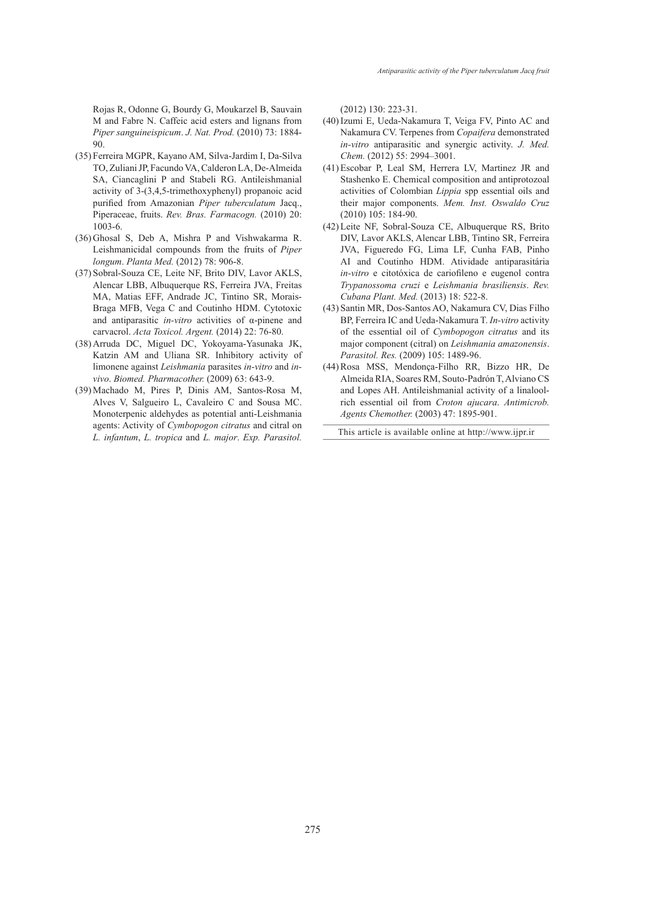Rojas R, Odonne G, Bourdy G, Moukarzel B, Sauvain M and Fabre N. Caffeic acid esters and lignans from *Piper sanguineispicum*. *J. Nat. Prod.* (2010) 73: 1884-90.

(35) Ferreira MGPR, Kayano AM, Silva-Jardim I, Da-Silva TO, Zuliani JP, Facundo VA, Calderon LA, De-Almeida SA, Ciancaglini P and Stabeli RG. Antileishmanial activity of 3-(3,4,5-trimethoxyphenyl) propanoic acid purified from Amazonian *Piper tuberculatum* Jacq., Piperaceae, fruits. *Rev. Bras. Farmacogn.* (2010) 20: 1003-6.

(36) Ghosal S, Deb A, Mishra P and Vishwakarma R. Leishmanicidal compounds from the fruits of *Piper longum*. *Planta Med.* (2012) 78: 906-8.

(37) Sobral-Souza CE, Leite NF, Brito DIV, Lavor AKLS, Alencar LBB, Albuquerque RS, Ferreira JVA, Freitas MA, Matias EFF, Andrade JC, Tintino SR, Morais-Braga MFB, Vega C and Coutinho HDM. Cytotoxic and antiparasitic *in-vitro* activities of α-pinene and carvacrol. *Acta Toxicol. Argent.* (2014) 22: 76-80.

(38) Arruda DC, Miguel DC, Yokoyama-Yasunaka JK, Katzin AM and Uliana SR. Inhibitory activity of limonene against *Leishmania* parasites *in-vitro* and *in-vivo*. *Biomed. Pharmacother.* (2009) 63: 643-9.

(39) Machado M, Pires P, Dinis AM, Santos-Rosa M, Alves V, Salgueiro L, Cavaleiro C and Sousa MC. Monoterpenic aldehydes as potential anti-Leishmania agents: Activity of *Cymbopogon citratus* and citral on *L. infantum*, *L. tropica* and *L. major*. *Exp. Parasitol.* (2012) 130: 223-31.

(40) Izumi E, Ueda-Nakamura T, Veiga FV, Pinto AC and Nakamura CV. Terpenes from *Copaifera* demonstrated *in-vitro* antiparasitic and synergic activity. *J. Med. Chem.* (2012) 55: 2994–3001.

(41) Escobar P, Leal SM, Herrera LV, Martinez JR and Stashenko E. Chemical composition and antiprotozoal activities of Colombian *Lippia* spp essential oils and their major components. *Mem. Inst. Oswaldo Cruz* (2010) 105: 184-90.

(42) Leite NF, Sobral-Souza CE, Albuquerque RS, Brito DIV, Lavor AKLS, Alencar LBB, Tintino SR, Ferreira JVA, Figueredo FG, Lima LF, Cunha FAB, Pinho AI and Coutinho HDM. Atividade antiparasitária *in-vitro* e citotóxica de cariofileno e eugenol contra *Trypanossoma cruzi* e *Leishmania brasiliensis*. *Rev. Cubana Plant. Med.* (2013) 18: 522-8.

(43) Santin MR, Dos-Santos AO, Nakamura CV, Dias Filho BP, Ferreira IC and Ueda-Nakamura T. *In-vitro* activity of the essential oil of *Cymbopogon citratus* and its major component (citral) on *Leishmania amazonensis*. *Parasitol. Res.* (2009) 105: 1489-96.

(44) Rosa MSS, Mendonça-Filho RR, Bizzo HR, De Almeida RIA, Soares RM, Souto-Padrón T, Alviano CS and Lopes AH. Antileishmanial activity of a linalool-rich essential oil from *Croton ajucara*. *Antimicrob. Agents Chemother.* (2003) 47: 1895-901.

This article is available online at http://www.ijpr.ir